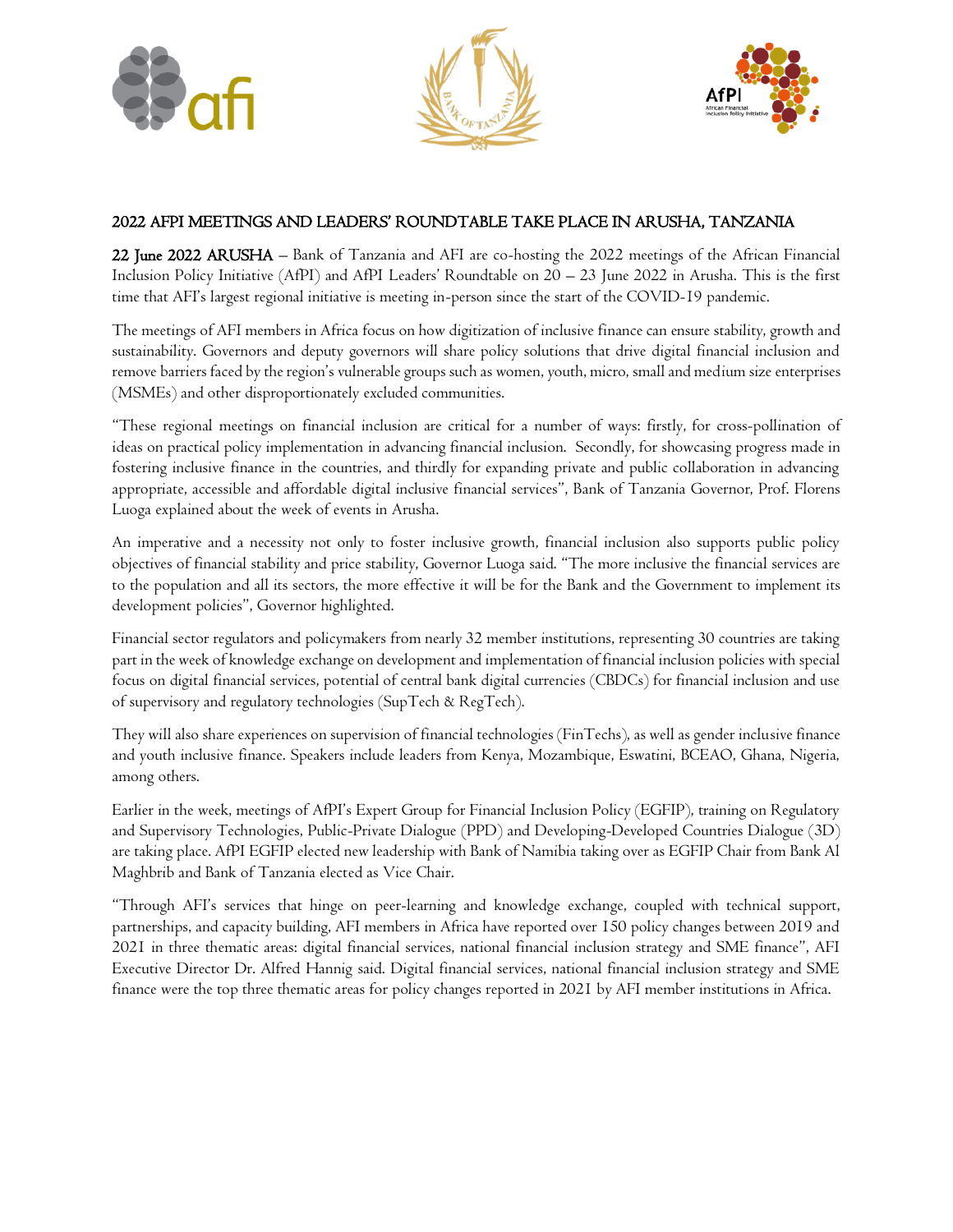# 2022 AFPI MEETINGS AND LEADERS' ROUNDTABLE TAKE PLACE IN ARUSHA, TANZANIA

**22 June 2022 ARUSHA** – Bank of Tanzania and AFI are co-hosting the 2022 meetings of the African Financial Inclusion Policy Initiative (AfPI) and AfPI Leaders' Roundtable on 20 – 23 June 2022 in Arusha. This is the first time that AFI's largest regional initiative is meeting in-person since the start of the COVID-19 pandemic.

The meetings of AFI members in Africa focus on how digitization of inclusive finance can ensure stability, growth and sustainability. Governors and deputy governors will share policy solutions that drive digital financial inclusion and remove barriers faced by the region's vulnerable groups such as women, youth, micro, small and medium size enterprises (MSMEs) and other disproportionately excluded communities.

"These regional meetings on financial inclusion are critical for a number of ways: firstly, for cross-pollination of ideas on practical policy implementation in advancing financial inclusion. Secondly, for showcasing progress made in fostering inclusive finance in the countries, and thirdly for expanding private and public collaboration in advancing appropriate, accessible and affordable digital inclusive financial services", Bank of Tanzania Governor, Prof. Florens Luoga explained about the week of events in Arusha.

An imperative and a necessity not only to foster inclusive growth, financial inclusion also supports public policy objectives of financial stability and price stability, Governor Luoga said. "The more inclusive the financial services are to the population and all its sectors, the more effective it will be for the Bank and the Government to implement its development policies", Governor highlighted.

Financial sector regulators and policymakers from nearly 32 member institutions, representing 30 countries are taking part in the week of knowledge exchange on development and implementation of financial inclusion policies with special focus on digital financial services, potential of central bank digital currencies (CBDCs) for financial inclusion and use of supervisory and regulatory technologies (SupTech & RegTech).

They will also share experiences on supervision of financial technologies (FinTechs), as well as gender inclusive finance and youth inclusive finance. Speakers include leaders from Kenya, Mozambique, Eswatini, BCEAO, Ghana, Nigeria, among others.

Earlier in the week, meetings of AfPI's Expert Group for Financial Inclusion Policy (EGFIP), training on Regulatory and Supervisory Technologies, Public-Private Dialogue (PPD) and Developing-Developed Countries Dialogue (3D) are taking place. AfPI EGFIP elected new leadership with Bank of Namibia taking over as EGFIP Chair from Bank Al Maghbrib and Bank of Tanzania elected as Vice Chair.

"Through AFI's services that hinge on peer-learning and knowledge exchange, coupled with technical support, partnerships, and capacity building, AFI members in Africa have reported over 150 policy changes between 2019 and 2021 in three thematic areas: digital financial services, national financial inclusion strategy and SME finance", AFI Executive Director Dr. Alfred Hannig said. Digital financial services, national financial inclusion strategy and SME finance were the top three thematic areas for policy changes reported in 2021 by AFI member institutions in Africa.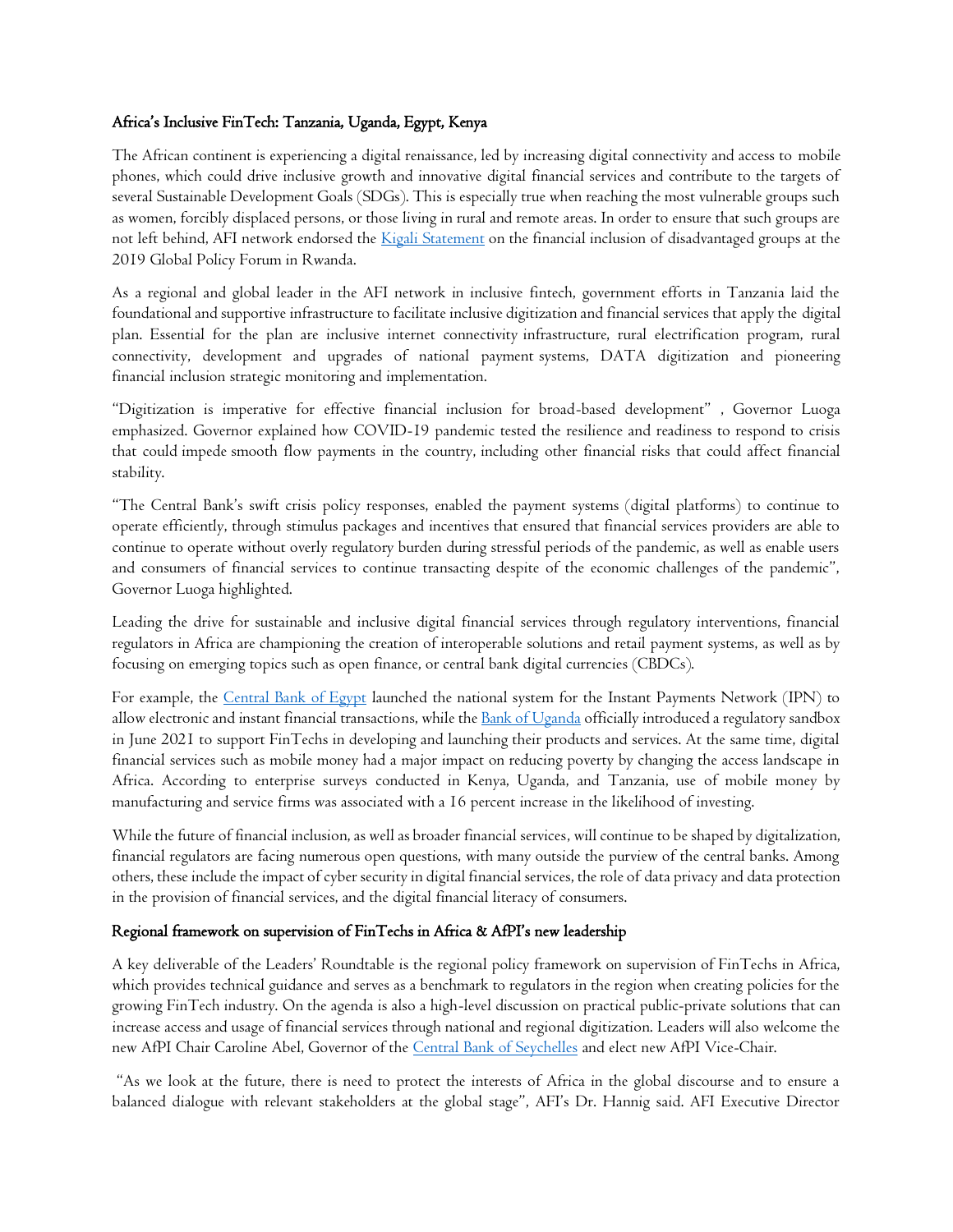### Africa's Inclusive FinTech: Tanzania, Uganda, Egypt, Kenya

The African continent is experiencing a digital renaissance, led by increasing digital connectivity and access to mobile phones, which could drive inclusive growth and innovative digital financial services and contribute to the targets of several Sustainable Development Goals (SDGs). This is especially true when reaching the most vulnerable groups such as women, forcibly displaced persons, or those living in rural and remote areas. In order to ensure that such groups are not left behind, AFI network endorsed the [Kigali Statement](#) on the financial inclusion of disadvantaged groups at the 2019 Global Policy Forum in Rwanda.

As a regional and global leader in the AFI network in inclusive fintech, government efforts in Tanzania laid the foundational and supportive infrastructure to facilitate inclusive digitization and financial services that apply the digital plan. Essential for the plan are inclusive internet connectivity infrastructure, rural electrification program, rural connectivity, development and upgrades of national payment systems, DATA digitization and pioneering financial inclusion strategic monitoring and implementation.

"Digitization is imperative for effective financial inclusion for broad-based development" , Governor Luoga emphasized. Governor explained how COVID-19 pandemic tested the resilience and readiness to respond to crisis that could impede smooth flow payments in the country, including other financial risks that could affect financial stability.

"The Central Bank's swift crisis policy responses, enabled the payment systems (digital platforms) to continue to operate efficiently, through stimulus packages and incentives that ensured that financial services providers are able to continue to operate without overly regulatory burden during stressful periods of the pandemic, as well as enable users and consumers of financial services to continue transacting despite of the economic challenges of the pandemic", Governor Luoga highlighted.

Leading the drive for sustainable and inclusive digital financial services through regulatory interventions, financial regulators in Africa are championing the creation of interoperable solutions and retail payment systems, as well as by focusing on emerging topics such as open finance, or central bank digital currencies (CBDCs).

For example, the [Central Bank of Egypt](#) launched the national system for the Instant Payments Network (IPN) to allow electronic and instant financial transactions, while the [Bank of Uganda](#) officially introduced a regulatory sandbox in June 2021 to support FinTechs in developing and launching their products and services. At the same time, digital financial services such as mobile money had a major impact on reducing poverty by changing the access landscape in Africa. According to enterprise surveys conducted in Kenya, Uganda, and Tanzania, use of mobile money by manufacturing and service firms was associated with a 16 percent increase in the likelihood of investing.

While the future of financial inclusion, as well as broader financial services, will continue to be shaped by digitalization, financial regulators are facing numerous open questions, with many outside the purview of the central banks. Among others, these include the impact of cyber security in digital financial services, the role of data privacy and data protection in the provision of financial services, and the digital financial literacy of consumers.

### Regional framework on supervision of FinTechs in Africa & AfPI's new leadership

A key deliverable of the Leaders' Roundtable is the regional policy framework on supervision of FinTechs in Africa, which provides technical guidance and serves as a benchmark to regulators in the region when creating policies for the growing FinTech industry. On the agenda is also a high-level discussion on practical public-private solutions that can increase access and usage of financial services through national and regional digitization. Leaders will also welcome the new AfPI Chair Caroline Abel, Governor of the [Central Bank of Seychelles](#) and elect new AfPI Vice-Chair.

"As we look at the future, there is need to protect the interests of Africa in the global discourse and to ensure a balanced dialogue with relevant stakeholders at the global stage", AFI's Dr. Hannig said. AFI Executive Director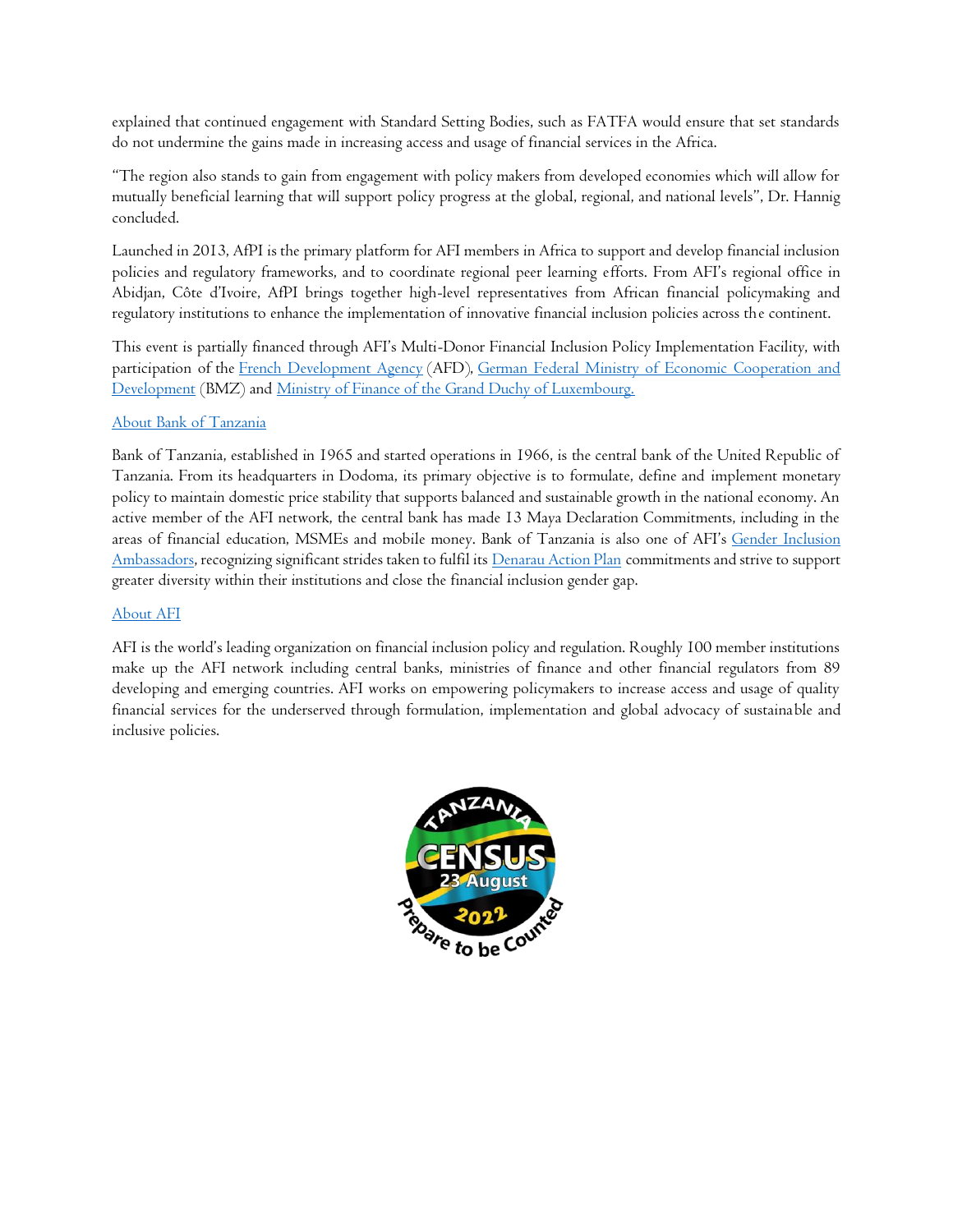explained that continued engagement with Standard Setting Bodies, such as FATFA would ensure that set standards do not undermine the gains made in increasing access and usage of financial services in the Africa.

"The region also stands to gain from engagement with policy makers from developed economies which will allow for mutually beneficial learning that will support policy progress at the global, regional, and national levels", Dr. Hannig concluded.

Launched in 2013, AfPI is the primary platform for AFI members in Africa to support and develop financial inclusion policies and regulatory frameworks, and to coordinate regional peer learning efforts. From AFI's regional office in Abidjan, Côte d'Ivoire, AfPI brings together high-level representatives from African financial policymaking and regulatory institutions to enhance the implementation of innovative financial inclusion policies across the continent.

This event is partially financed through AFI's Multi-Donor Financial Inclusion Policy Implementation Facility, with participation of the French Development Agency (AFD), German Federal Ministry of Economic Cooperation and Development (BMZ) and Ministry of Finance of the Grand Duchy of Luxembourg.

About Bank of Tanzania

Bank of Tanzania, established in 1965 and started operations in 1966, is the central bank of the United Republic of Tanzania. From its headquarters in Dodoma, its primary objective is to formulate, define and implement monetary policy to maintain domestic price stability that supports balanced and sustainable growth in the national economy. An active member of the AFI network, the central bank has made 13 Maya Declaration Commitments, including in the areas of financial education, MSMEs and mobile money. Bank of Tanzania is also one of AFI's Gender Inclusion Ambassadors, recognizing significant strides taken to fulfil its Denarau Action Plan commitments and strive to support greater diversity within their institutions and close the financial inclusion gender gap.

About AFI

AFI is the world's leading organization on financial inclusion policy and regulation. Roughly 100 member institutions make up the AFI network including central banks, ministries of finance and other financial regulators from 89 developing and emerging countries. AFI works on empowering policymakers to increase access and usage of quality financial services for the underserved through formulation, implementation and global advocacy of sustainable and inclusive policies.

TANZANIA
CENSUS
23 August
2022
Prepare to be Counted